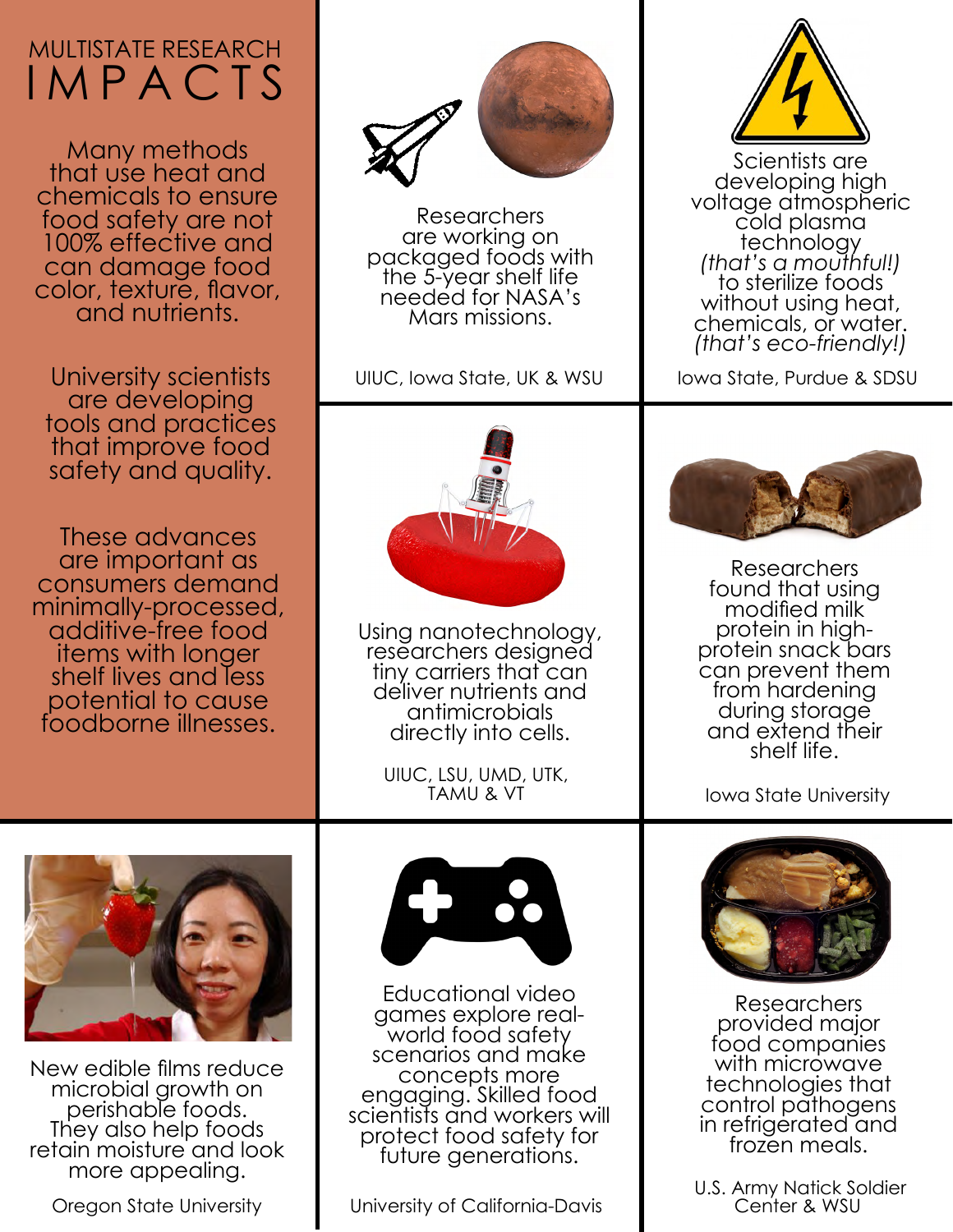# MULTISTATE RESEARCH IMPACTS

Many methods that use heat and chemicals to ensure food safety are not 100% effective and can damage food color, texture, flavor, and nutrients.

University scientists are developing tools and practices that improve food safety and quality.

These advances are important as consumers demand minimally-processed, additive-free food items with longer shelf lives and less potential to cause foodborne illnesses.

Researchers are working on packaged foods with the 5-year shelf life needed for NASA's Mars missions.

UIUC, Iowa State, UK & WSU

Scientists are developing high voltage atmospheric cold plasma technology *(that's a mouthful!)* to sterilize foods without using heat, chemicals, or water. *(that's eco-friendly!)*

Iowa State, Purdue & SDSU

Using nanotechnology, researchers designed tiny carriers that can deliver nutrients and antimicrobials directly into cells.

UIUC, LSU, UMD, UTK, TAMU & VT

Researchers found that using modified milk protein in high-protein snack bars can prevent them from hardening during storage and extend their shelf life.

Iowa State University

New edible films reduce microbial growth on perishable foods. They also help foods retain moisture and look more appealing.

Oregon State University

Educational video games explore real-world food safety scenarios and make concepts more engaging. Skilled food scientists and workers will protect food safety for future generations.

University of California-Davis

Researchers provided major food companies with microwave technologies that control pathogens in refrigerated and frozen meals.

U.S. Army Natick Soldier Center & WSU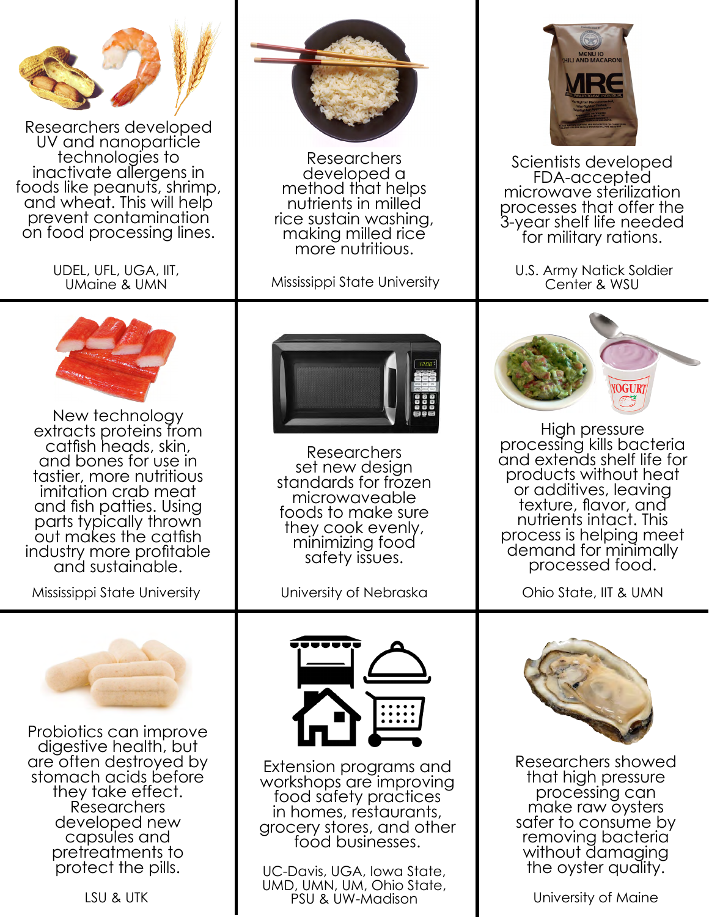Researchers developed UV and nanoparticle technologies to inactivate allergens in foods like peanuts, shrimp, and wheat. This will help prevent contamination on food processing lines.

UDEL, UFL, UGA, IIT, UMaine & UMN

Researchers developed a method that helps nutrients in milled rice sustain washing, making milled rice more nutritious.

Mississippi State University

Scientists developed FDA-accepted microwave sterilization processes that offer the 3-year shelf life needed for military rations.

U.S. Army Natick Soldier Center & WSU

New technology extracts proteins from catfish heads, skin, and bones for use in tastier, more nutritious imitation crab meat and fish patties. Using parts typically thrown out makes the catfish industry more profitable and sustainable.

Mississippi State University

Researchers set new design standards for frozen microwaveable foods to make sure they cook evenly, minimizing food safety issues.

University of Nebraska

High pressure processing kills bacteria and extends shelf life for products without heat or additives, leaving texture, flavor, and nutrients intact. This process is helping meet demand for minimally processed food.

Ohio State, IIT & UMN

Probiotics can improve digestive health, but are often destroyed by stomach acids before they take effect. Researchers developed new capsules and pretreatments to protect the pills.

LSU & UTK

Extension programs and workshops are improving food safety practices in homes, restaurants, grocery stores, and other food businesses.

UC-Davis, UGA, Iowa State, UMD, UMN, UM, Ohio State, PSU & UW-Madison

Researchers showed that high pressure processing can make raw oysters safer to consume by removing bacteria without damaging the oyster quality.

University of Maine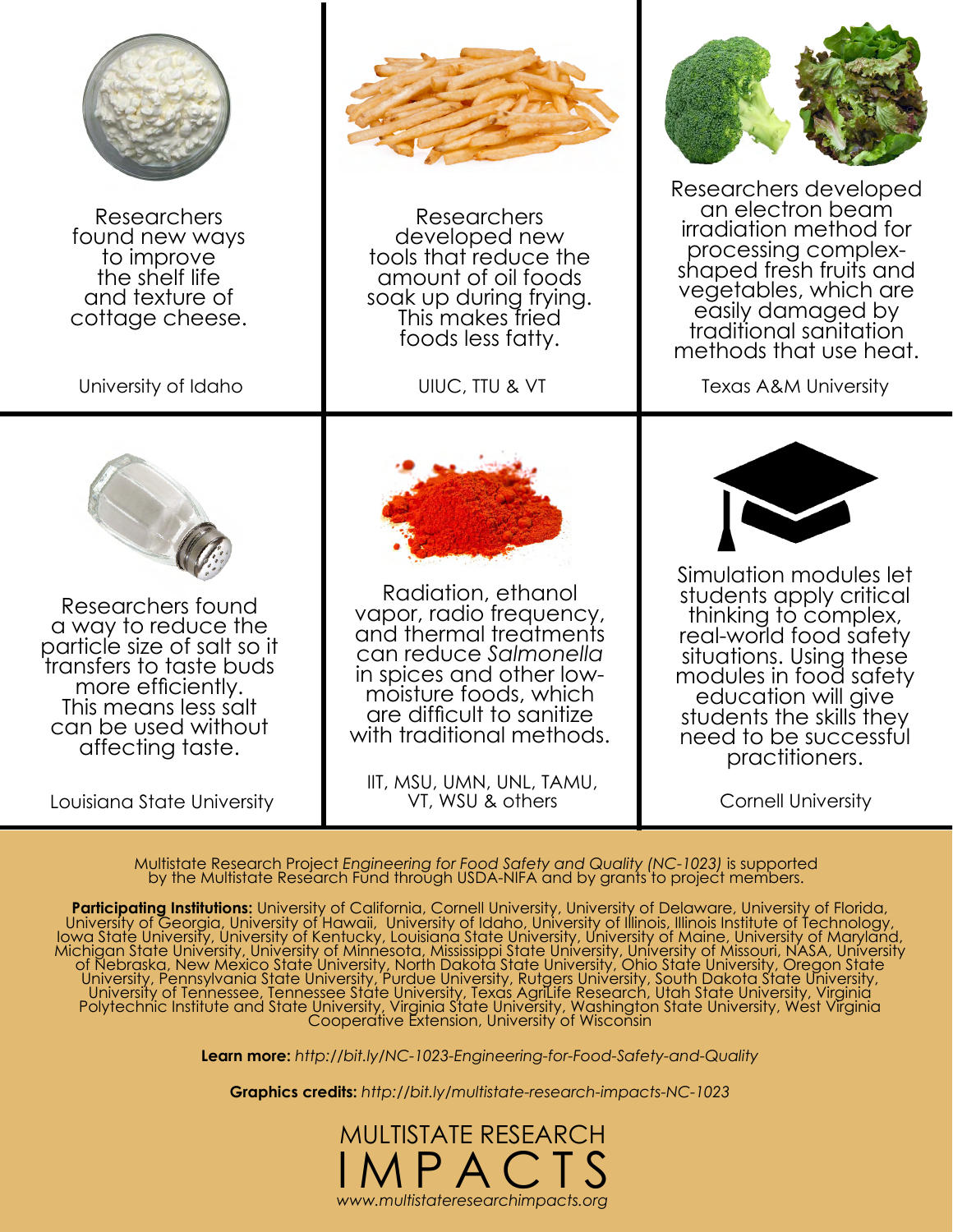Researchers found new ways to improve the shelf life and texture of cottage cheese.

University of Idaho

Researchers developed new tools that reduce the amount of oil foods soak up during frying. This makes fried foods less fatty.

UIUC, TTU & VT

Researchers developed an electron beam irradiation method for processing complex-shaped fresh fruits and vegetables, which are easily damaged by traditional sanitation methods that use heat.

Texas A&M University

Researchers found a way to reduce the particle size of salt so it transfers to taste buds more efficiently. This means less salt can be used without affecting taste.

Louisiana State University

Radiation, ethanol vapor, radio frequency, and thermal treatments can reduce *Salmonella* in spices and other low-moisture foods, which are difficult to sanitize with traditional methods.

IIT, MSU, UMN, UNL, TAMU, VT, WSU & others

Simulation modules let students apply critical thinking to complex, real-world food safety situations. Using these modules in food safety education will give students the skills they need to be successful practitioners.

Cornell University

Multistate Research Project *Engineering for Food Safety and Quality (NC-1023)* is supported by the Multistate Research Fund through USDA-NIFA and by grants to project members.

**Participating Institutions:** University of California, Cornell University, University of Delaware, University of Florida, University of Georgia, University of Hawaii, University of Idaho, University of Illinois, Illinois Institute of Technology, Iowa State University, University of Kentucky, Louisiana State University, University of Maine, University of Maryland, Michigan State University, University of Minnesota, Mississippi State University, University of Missouri, NASA, University of Nebraska, New Mexico State University, North Dakota State University, Ohio State University, Oregon State University, Pennsylvania State University, Purdue University, Rutgers University, South Dakota State University, University of Tennessee, Tennessee State University, Texas AgriLife Research, Utah State University, Virginia Polytechnic Institute and State University, Virginia State University, Washington State University, West Virginia Cooperative Extension, University of Wisconsin

**Learn more:** *http://bit.ly/NC-1023-Engineering-for-Food-Safety-and-Quality*

**Graphics credits:** *http://bit.ly/multistate-research-impacts-NC-1023*

MULTISTATE RESEARCH IMPACTS

*www.multistateresearchimpacts.org*